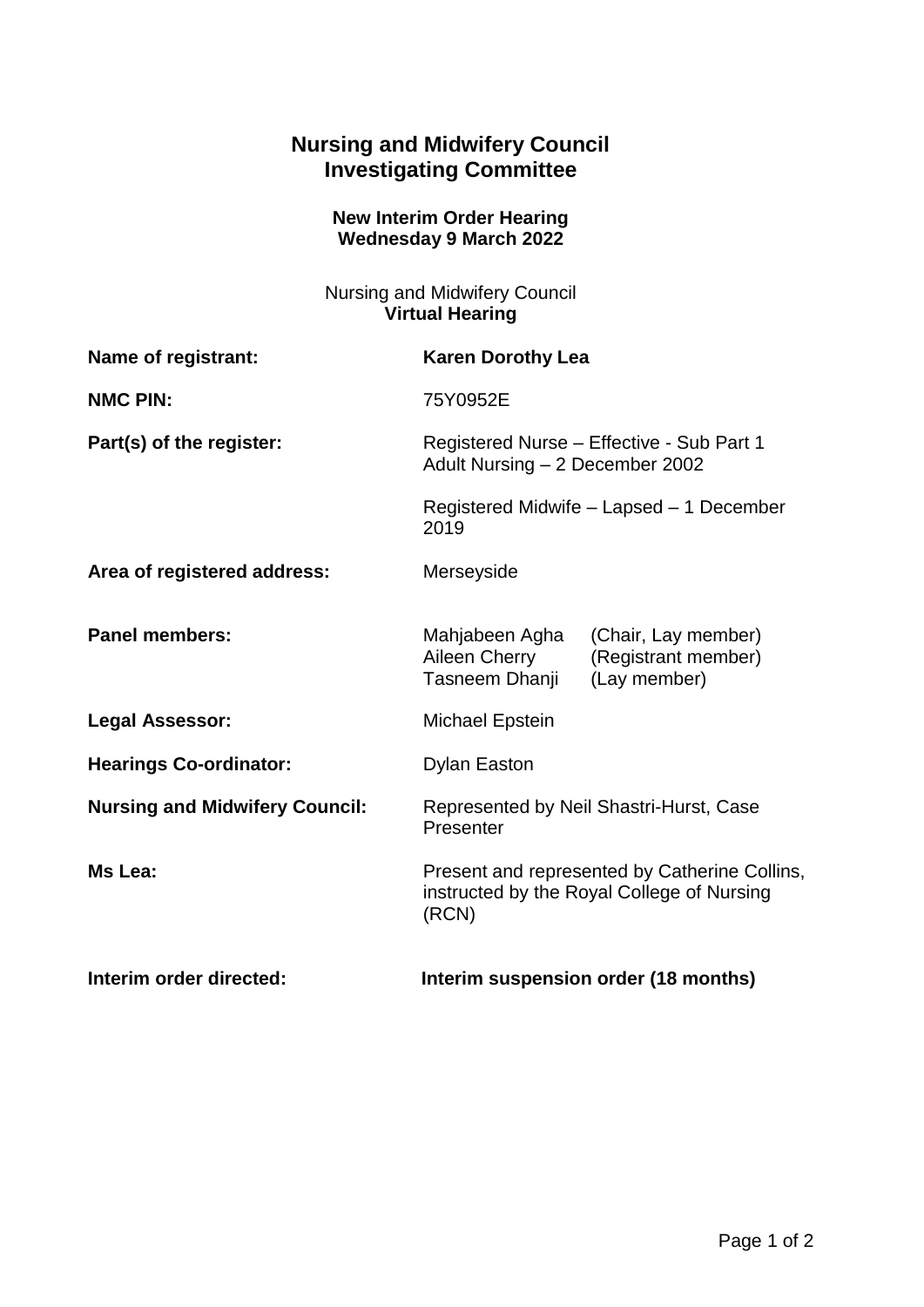# Nursing and Midwifery Council
# Investigating Committee

### New Interim Order Hearing
### Wednesday 9 March 2022

Nursing and Midwifery Council
**Virtual Hearing**

| | |
|---|---|
| **Name of registrant:** | **Karen Dorothy Lea** |
| **NMC PIN:** | 75Y0952E |
| **Part(s) of the register:** | Registered Nurse – Effective - Sub Part 1 Adult Nursing – 2 December 2002<br><br>Registered Midwife – Lapsed – 1 December 2019 |
| **Area of registered address:** | Merseyside |
| **Panel members:** | Mahjabeen Agha (Chair, Lay member)<br>Aileen Cherry (Registrant member)<br>Tasneem Dhanji (Lay member) |
| **Legal Assessor:** | Michael Epstein |
| **Hearings Co-ordinator:** | Dylan Easton |
| **Nursing and Midwifery Council:** | Represented by Neil Shastri-Hurst, Case Presenter |
| **Ms Lea:** | Present and represented by Catherine Collins, instructed by the Royal College of Nursing (RCN) |
| **Interim order directed:** | **Interim suspension order (18 months)** |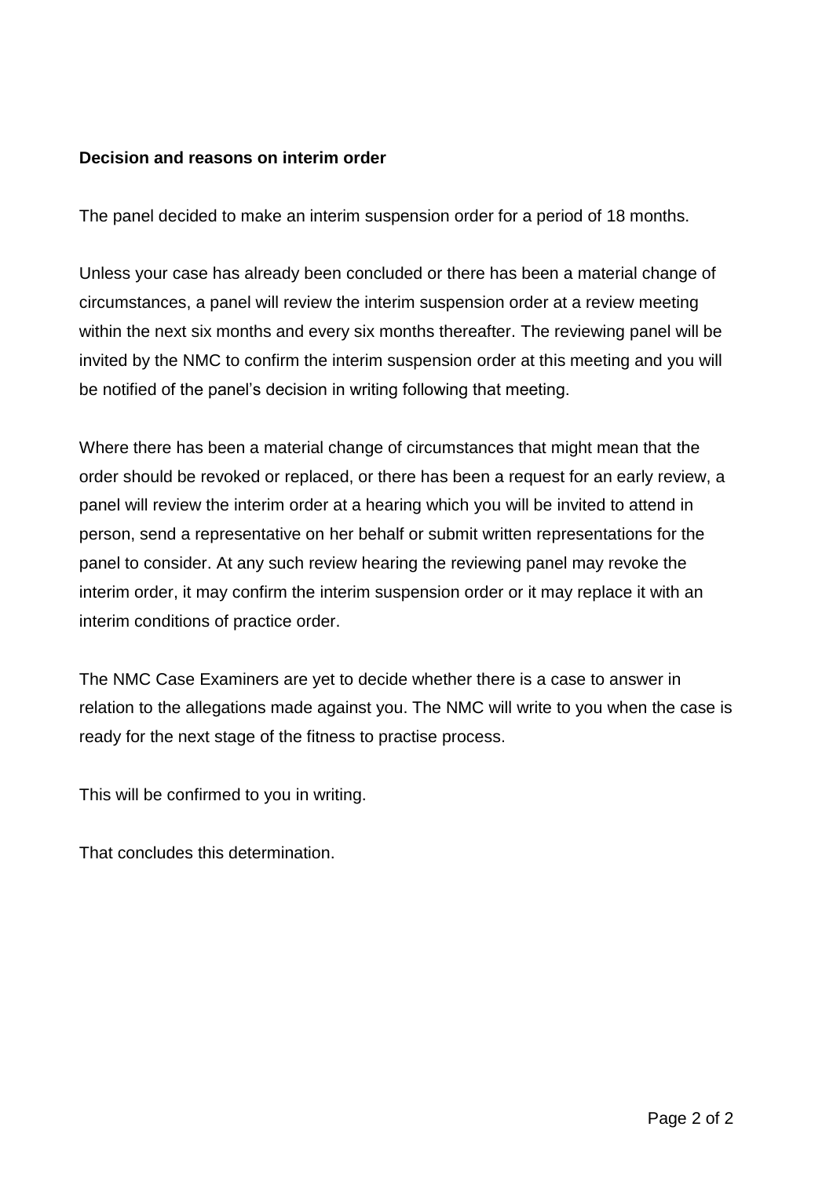**Decision and reasons on interim order**

The panel decided to make an interim suspension order for a period of 18 months.

Unless your case has already been concluded or there has been a material change of circumstances, a panel will review the interim suspension order at a review meeting within the next six months and every six months thereafter. The reviewing panel will be invited by the NMC to confirm the interim suspension order at this meeting and you will be notified of the panel's decision in writing following that meeting.

Where there has been a material change of circumstances that might mean that the order should be revoked or replaced, or there has been a request for an early review, a panel will review the interim order at a hearing which you will be invited to attend in person, send a representative on her behalf or submit written representations for the panel to consider. At any such review hearing the reviewing panel may revoke the interim order, it may confirm the interim suspension order or it may replace it with an interim conditions of practice order.

The NMC Case Examiners are yet to decide whether there is a case to answer in relation to the allegations made against you. The NMC will write to you when the case is ready for the next stage of the fitness to practise process.

This will be confirmed to you in writing.

That concludes this determination.